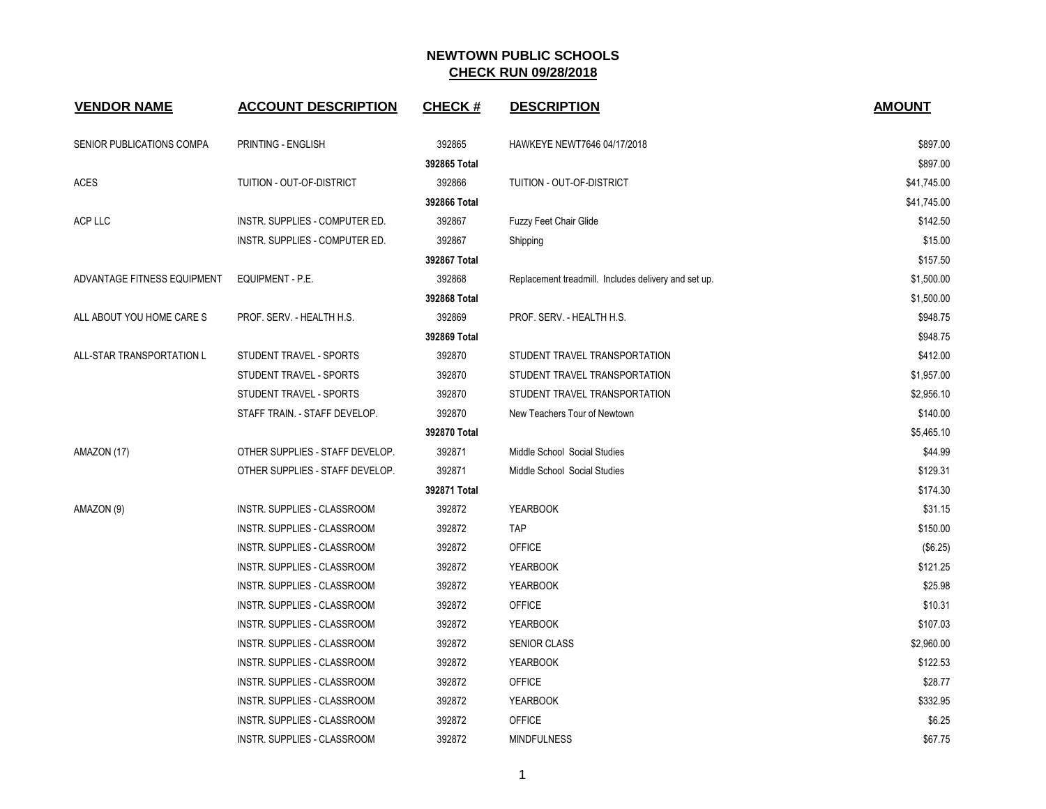# NEWTOWN PUBLIC SCHOOLS
## CHECK RUN 09/28/2018

| VENDOR NAME | ACCOUNT DESCRIPTION | CHECK # | DESCRIPTION | AMOUNT |
|---|---|---|---|---|
| SENIOR PUBLICATIONS COMPA | PRINTING - ENGLISH | 392865 | HAWKEYE NEWT7646 04/17/2018 | $897.00 |
| | | **392865 Total** | | $897.00 |
| ACES | TUITION - OUT-OF-DISTRICT | 392866 | TUITION - OUT-OF-DISTRICT | $41,745.00 |
| | | **392866 Total** | | $41,745.00 |
| ACP LLC | INSTR. SUPPLIES - COMPUTER ED. | 392867 | Fuzzy Feet Chair Glide | $142.50 |
| | INSTR. SUPPLIES - COMPUTER ED. | 392867 | Shipping | $15.00 |
| | | **392867 Total** | | $157.50 |
| ADVANTAGE FITNESS EQUIPMENT | EQUIPMENT - P.E. | 392868 | Replacement treadmill. Includes delivery and set up. | $1,500.00 |
| | | **392868 Total** | | $1,500.00 |
| ALL ABOUT YOU HOME CARE S | PROF. SERV. - HEALTH H.S. | 392869 | PROF. SERV. - HEALTH H.S. | $948.75 |
| | | **392869 Total** | | $948.75 |
| ALL-STAR TRANSPORTATION L | STUDENT TRAVEL - SPORTS | 392870 | STUDENT TRAVEL TRANSPORTATION | $412.00 |
| | STUDENT TRAVEL - SPORTS | 392870 | STUDENT TRAVEL TRANSPORTATION | $1,957.00 |
| | STUDENT TRAVEL - SPORTS | 392870 | STUDENT TRAVEL TRANSPORTATION | $2,956.10 |
| | STAFF TRAIN. - STAFF DEVELOP. | 392870 | New Teachers Tour of Newtown | $140.00 |
| | | **392870 Total** | | $5,465.10 |
| AMAZON (17) | OTHER SUPPLIES - STAFF DEVELOP. | 392871 | Middle School Social Studies | $44.99 |
| | OTHER SUPPLIES - STAFF DEVELOP. | 392871 | Middle School Social Studies | $129.31 |
| | | **392871 Total** | | $174.30 |
| AMAZON (9) | INSTR. SUPPLIES - CLASSROOM | 392872 | YEARBOOK | $31.15 |
| | INSTR. SUPPLIES - CLASSROOM | 392872 | TAP | $150.00 |
| | INSTR. SUPPLIES - CLASSROOM | 392872 | OFFICE | ($6.25) |
| | INSTR. SUPPLIES - CLASSROOM | 392872 | YEARBOOK | $121.25 |
| | INSTR. SUPPLIES - CLASSROOM | 392872 | YEARBOOK | $25.98 |
| | INSTR. SUPPLIES - CLASSROOM | 392872 | OFFICE | $10.31 |
| | INSTR. SUPPLIES - CLASSROOM | 392872 | YEARBOOK | $107.03 |
| | INSTR. SUPPLIES - CLASSROOM | 392872 | SENIOR CLASS | $2,960.00 |
| | INSTR. SUPPLIES - CLASSROOM | 392872 | YEARBOOK | $122.53 |
| | INSTR. SUPPLIES - CLASSROOM | 392872 | OFFICE | $28.77 |
| | INSTR. SUPPLIES - CLASSROOM | 392872 | YEARBOOK | $332.95 |
| | INSTR. SUPPLIES - CLASSROOM | 392872 | OFFICE | $6.25 |
| | INSTR. SUPPLIES - CLASSROOM | 392872 | MINDFULNESS | $67.75 |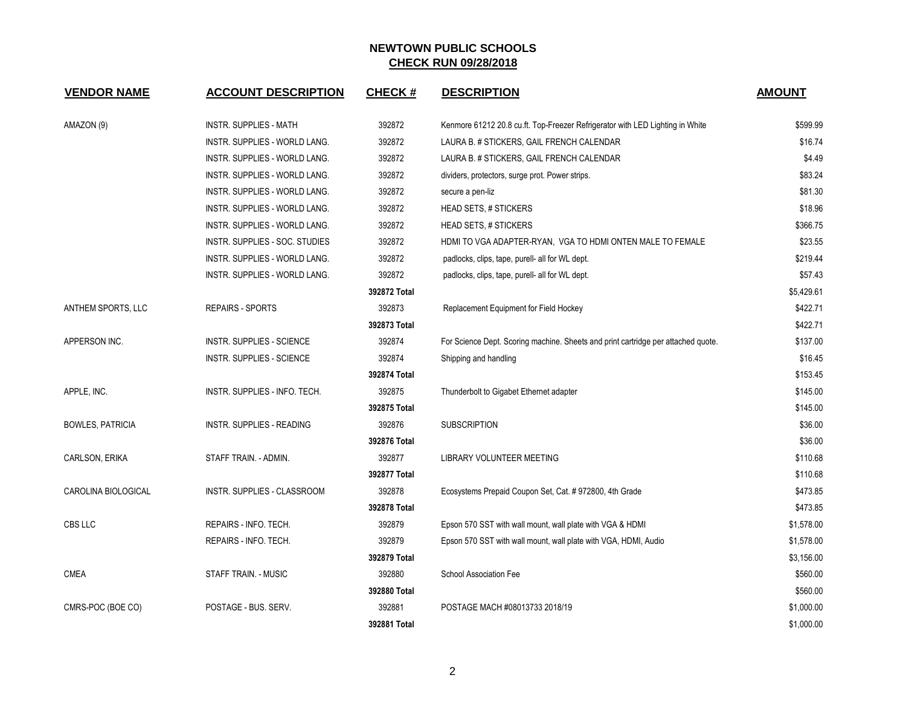# NEWTOWN PUBLIC SCHOOLS

## CHECK RUN 09/28/2018

| VENDOR NAME | ACCOUNT DESCRIPTION | CHECK # | DESCRIPTION | AMOUNT |
|---|---|---|---|---|
| AMAZON (9) | INSTR. SUPPLIES - MATH | 392872 | Kenmore 61212 20.8 cu.ft. Top-Freezer Refrigerator with LED Lighting in White | $599.99 |
| | INSTR. SUPPLIES - WORLD LANG. | 392872 | LAURA B. # STICKERS, GAIL FRENCH CALENDAR | $16.74 |
| | INSTR. SUPPLIES - WORLD LANG. | 392872 | LAURA B. # STICKERS, GAIL FRENCH CALENDAR | $4.49 |
| | INSTR. SUPPLIES - WORLD LANG. | 392872 | dividers, protectors, surge prot. Power strips. | $83.24 |
| | INSTR. SUPPLIES - WORLD LANG. | 392872 | secure a pen-liz | $81.30 |
| | INSTR. SUPPLIES - WORLD LANG. | 392872 | HEAD SETS, # STICKERS | $18.96 |
| | INSTR. SUPPLIES - WORLD LANG. | 392872 | HEAD SETS, # STICKERS | $366.75 |
| | INSTR. SUPPLIES - SOC. STUDIES | 392872 | HDMI TO VGA ADAPTER-RYAN, VGA TO HDMI ONTEN MALE TO FEMALE | $23.55 |
| | INSTR. SUPPLIES - WORLD LANG. | 392872 | padlocks, clips, tape, purell- all for WL dept. | $219.44 |
| | INSTR. SUPPLIES - WORLD LANG. | 392872 | padlocks, clips, tape, purell- all for WL dept. | $57.43 |
| | | **392872 Total** | | $5,429.61 |
| ANTHEM SPORTS, LLC | REPAIRS - SPORTS | 392873 | Replacement Equipment for Field Hockey | $422.71 |
| | | **392873 Total** | | $422.71 |
| APPERSON INC. | INSTR. SUPPLIES - SCIENCE | 392874 | For Science Dept. Scoring machine. Sheets and print cartridge per attached quote. | $137.00 |
| | INSTR. SUPPLIES - SCIENCE | 392874 | Shipping and handling | $16.45 |
| | | **392874 Total** | | $153.45 |
| APPLE, INC. | INSTR. SUPPLIES - INFO. TECH. | 392875 | Thunderbolt to Gigabet Ethernet adapter | $145.00 |
| | | **392875 Total** | | $145.00 |
| BOWLES, PATRICIA | INSTR. SUPPLIES - READING | 392876 | SUBSCRIPTION | $36.00 |
| | | **392876 Total** | | $36.00 |
| CARLSON, ERIKA | STAFF TRAIN. - ADMIN. | 392877 | LIBRARY VOLUNTEER MEETING | $110.68 |
| | | **392877 Total** | | $110.68 |
| CAROLINA BIOLOGICAL | INSTR. SUPPLIES - CLASSROOM | 392878 | Ecosystems Prepaid Coupon Set, Cat. # 972800, 4th Grade | $473.85 |
| | | **392878 Total** | | $473.85 |
| CBS LLC | REPAIRS - INFO. TECH. | 392879 | Epson 570 SST with wall mount, wall plate with VGA & HDMI | $1,578.00 |
| | REPAIRS - INFO. TECH. | 392879 | Epson 570 SST with wall mount, wall plate with VGA, HDMI, Audio | $1,578.00 |
| | | **392879 Total** | | $3,156.00 |
| CMEA | STAFF TRAIN. - MUSIC | 392880 | School Association Fee | $560.00 |
| | | **392880 Total** | | $560.00 |
| CMRS-POC (BOE CO) | POSTAGE - BUS. SERV. | 392881 | POSTAGE MACH #08013733 2018/19 | $1,000.00 |
| | | **392881 Total** | | $1,000.00 |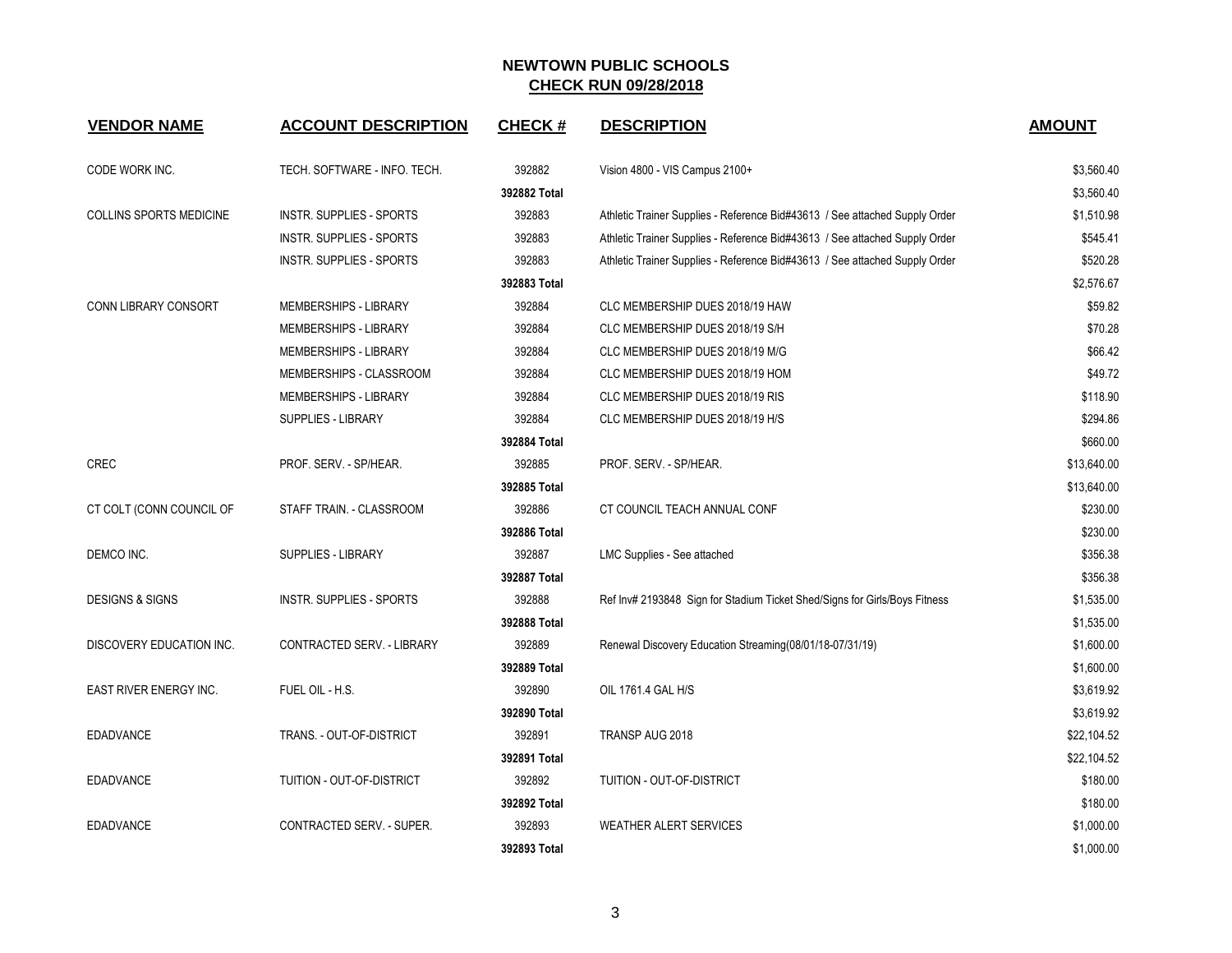# NEWTOWN PUBLIC SCHOOLS

## CHECK RUN 09/28/2018

| VENDOR NAME | ACCOUNT DESCRIPTION | CHECK # | DESCRIPTION | AMOUNT |
|---|---|---|---|---|
| CODE WORK INC. | TECH. SOFTWARE - INFO. TECH. | 392882 | Vision 4800 - VIS Campus 2100+ | $3,560.40 |
| | | **392882 Total** | | $3,560.40 |
| COLLINS SPORTS MEDICINE | INSTR. SUPPLIES - SPORTS | 392883 | Athletic Trainer Supplies - Reference Bid#43613 / See attached Supply Order | $1,510.98 |
| | INSTR. SUPPLIES - SPORTS | 392883 | Athletic Trainer Supplies - Reference Bid#43613 / See attached Supply Order | $545.41 |
| | INSTR. SUPPLIES - SPORTS | 392883 | Athletic Trainer Supplies - Reference Bid#43613 / See attached Supply Order | $520.28 |
| | | **392883 Total** | | $2,576.67 |
| CONN LIBRARY CONSORT | MEMBERSHIPS - LIBRARY | 392884 | CLC MEMBERSHIP DUES 2018/19 HAW | $59.82 |
| | MEMBERSHIPS - LIBRARY | 392884 | CLC MEMBERSHIP DUES 2018/19 S/H | $70.28 |
| | MEMBERSHIPS - LIBRARY | 392884 | CLC MEMBERSHIP DUES 2018/19 M/G | $66.42 |
| | MEMBERSHIPS - CLASSROOM | 392884 | CLC MEMBERSHIP DUES 2018/19 HOM | $49.72 |
| | MEMBERSHIPS - LIBRARY | 392884 | CLC MEMBERSHIP DUES 2018/19 RIS | $118.90 |
| | SUPPLIES - LIBRARY | 392884 | CLC MEMBERSHIP DUES 2018/19 H/S | $294.86 |
| | | **392884 Total** | | $660.00 |
| CREC | PROF. SERV. - SP/HEAR. | 392885 | PROF. SERV. - SP/HEAR. | $13,640.00 |
| | | **392885 Total** | | $13,640.00 |
| CT COLT (CONN COUNCIL OF | STAFF TRAIN. - CLASSROOM | 392886 | CT COUNCIL TEACH ANNUAL CONF | $230.00 |
| | | **392886 Total** | | $230.00 |
| DEMCO INC. | SUPPLIES - LIBRARY | 392887 | LMC Supplies - See attached | $356.38 |
| | | **392887 Total** | | $356.38 |
| DESIGNS & SIGNS | INSTR. SUPPLIES - SPORTS | 392888 | Ref Inv# 2193848 Sign for Stadium Ticket Shed/Signs for Girls/Boys Fitness | $1,535.00 |
| | | **392888 Total** | | $1,535.00 |
| DISCOVERY EDUCATION INC. | CONTRACTED SERV. - LIBRARY | 392889 | Renewal Discovery Education Streaming(08/01/18-07/31/19) | $1,600.00 |
| | | **392889 Total** | | $1,600.00 |
| EAST RIVER ENERGY INC. | FUEL OIL - H.S. | 392890 | OIL 1761.4 GAL H/S | $3,619.92 |
| | | **392890 Total** | | $3,619.92 |
| EDADVANCE | TRANS. - OUT-OF-DISTRICT | 392891 | TRANSP AUG 2018 | $22,104.52 |
| | | **392891 Total** | | $22,104.52 |
| EDADVANCE | TUITION - OUT-OF-DISTRICT | 392892 | TUITION - OUT-OF-DISTRICT | $180.00 |
| | | **392892 Total** | | $180.00 |
| EDADVANCE | CONTRACTED SERV. - SUPER. | 392893 | WEATHER ALERT SERVICES | $1,000.00 |
| | | **392893 Total** | | $1,000.00 |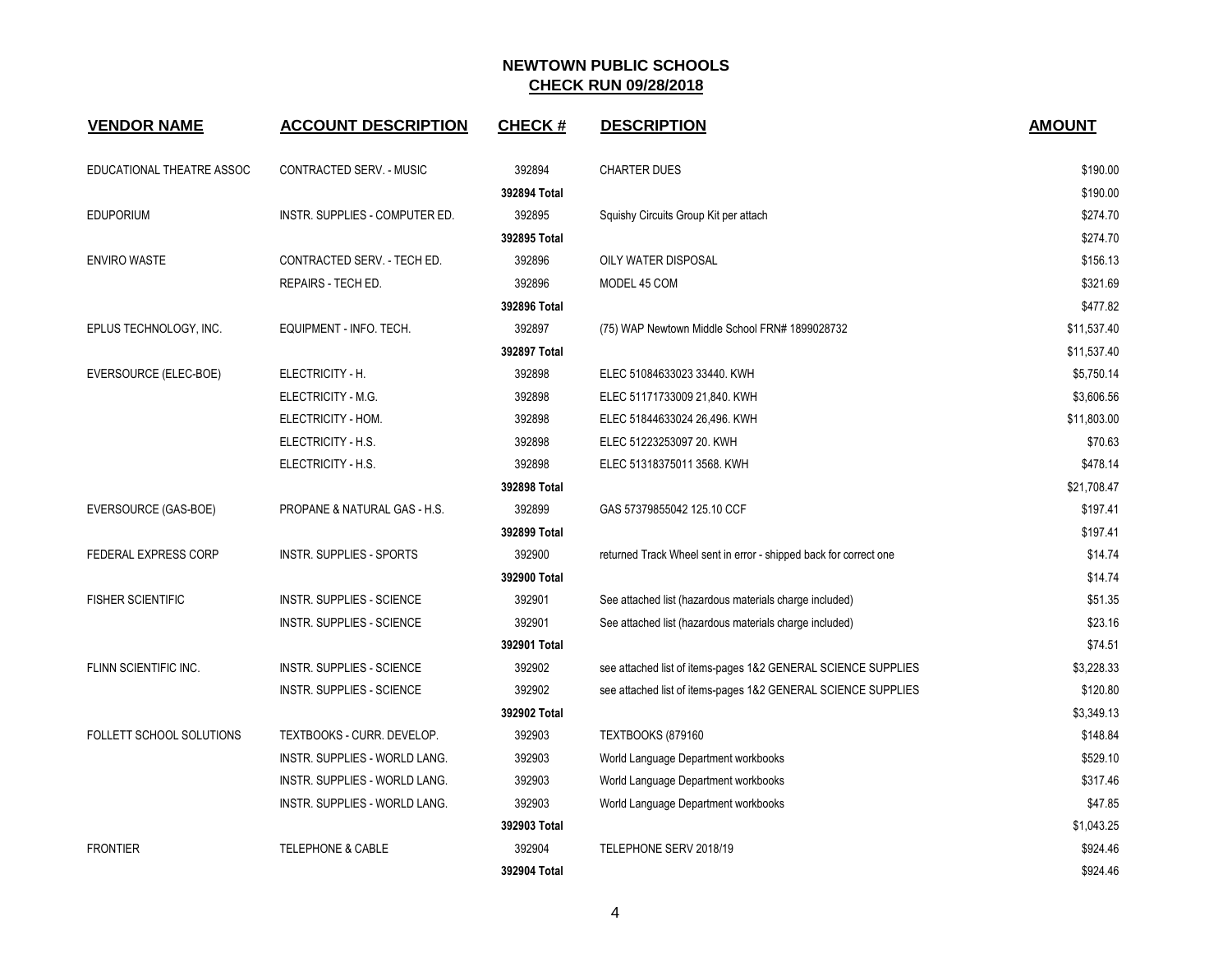# NEWTOWN PUBLIC SCHOOLS

## CHECK RUN 09/28/2018

| VENDOR NAME | ACCOUNT DESCRIPTION | CHECK # | DESCRIPTION | AMOUNT |
|---|---|---|---|---|
| EDUCATIONAL THEATRE ASSOC | CONTRACTED SERV. - MUSIC | 392894 | CHARTER DUES | $190.00 |
| | | **392894 Total** | | $190.00 |
| EDUPORIUM | INSTR. SUPPLIES - COMPUTER ED. | 392895 | Squishy Circuits Group Kit per attach | $274.70 |
| | | **392895 Total** | | $274.70 |
| ENVIRO WASTE | CONTRACTED SERV. - TECH ED. | 392896 | OILY WATER DISPOSAL | $156.13 |
| | REPAIRS - TECH ED. | 392896 | MODEL 45 COM | $321.69 |
| | | **392896 Total** | | $477.82 |
| EPLUS TECHNOLOGY, INC. | EQUIPMENT - INFO. TECH. | 392897 | (75) WAP Newtown Middle School FRN# 1899028732 | $11,537.40 |
| | | **392897 Total** | | $11,537.40 |
| EVERSOURCE (ELEC-BOE) | ELECTRICITY - H. | 392898 | ELEC 51084633023 33440. KWH | $5,750.14 |
| | ELECTRICITY - M.G. | 392898 | ELEC 51171733009 21,840. KWH | $3,606.56 |
| | ELECTRICITY - HOM. | 392898 | ELEC 51844633024 26,496. KWH | $11,803.00 |
| | ELECTRICITY - H.S. | 392898 | ELEC 51223253097 20. KWH | $70.63 |
| | ELECTRICITY - H.S. | 392898 | ELEC 51318375011 3568. KWH | $478.14 |
| | | **392898 Total** | | $21,708.47 |
| EVERSOURCE (GAS-BOE) | PROPANE & NATURAL GAS - H.S. | 392899 | GAS 57379855042 125.10 CCF | $197.41 |
| | | **392899 Total** | | $197.41 |
| FEDERAL EXPRESS CORP | INSTR. SUPPLIES - SPORTS | 392900 | returned Track Wheel sent in error - shipped back for correct one | $14.74 |
| | | **392900 Total** | | $14.74 |
| FISHER SCIENTIFIC | INSTR. SUPPLIES - SCIENCE | 392901 | See attached list (hazardous materials charge included) | $51.35 |
| | INSTR. SUPPLIES - SCIENCE | 392901 | See attached list (hazardous materials charge included) | $23.16 |
| | | **392901 Total** | | $74.51 |
| FLINN SCIENTIFIC INC. | INSTR. SUPPLIES - SCIENCE | 392902 | see attached list of items-pages 1&2 GENERAL SCIENCE SUPPLIES | $3,228.33 |
| | INSTR. SUPPLIES - SCIENCE | 392902 | see attached list of items-pages 1&2 GENERAL SCIENCE SUPPLIES | $120.80 |
| | | **392902 Total** | | $3,349.13 |
| FOLLETT SCHOOL SOLUTIONS | TEXTBOOKS - CURR. DEVELOP. | 392903 | TEXTBOOKS (879160 | $148.84 |
| | INSTR. SUPPLIES - WORLD LANG. | 392903 | World Language Department workbooks | $529.10 |
| | INSTR. SUPPLIES - WORLD LANG. | 392903 | World Language Department workbooks | $317.46 |
| | INSTR. SUPPLIES - WORLD LANG. | 392903 | World Language Department workbooks | $47.85 |
| | | **392903 Total** | | $1,043.25 |
| FRONTIER | TELEPHONE & CABLE | 392904 | TELEPHONE SERV 2018/19 | $924.46 |
| | | **392904 Total** | | $924.46 |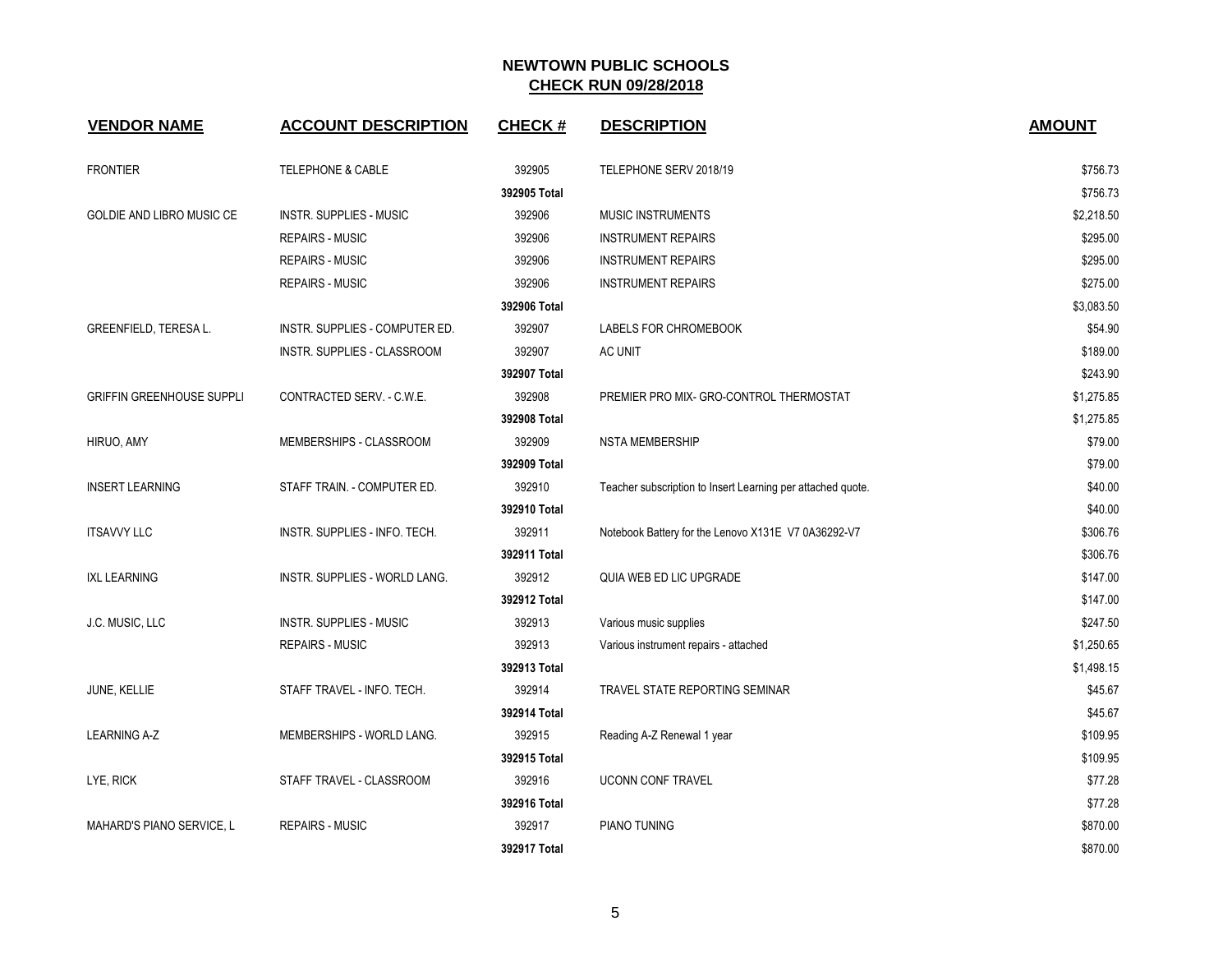# NEWTOWN PUBLIC SCHOOLS
## CHECK RUN 09/28/2018

| VENDOR NAME | ACCOUNT DESCRIPTION | CHECK # | DESCRIPTION | AMOUNT |
|---|---|---|---|---|
| FRONTIER | TELEPHONE & CABLE | 392905 | TELEPHONE SERV 2018/19 | $756.73 |
| | | **392905 Total** | | $756.73 |
| GOLDIE AND LIBRO MUSIC CE | INSTR. SUPPLIES - MUSIC | 392906 | MUSIC INSTRUMENTS | $2,218.50 |
| | REPAIRS - MUSIC | 392906 | INSTRUMENT REPAIRS | $295.00 |
| | REPAIRS - MUSIC | 392906 | INSTRUMENT REPAIRS | $295.00 |
| | REPAIRS - MUSIC | 392906 | INSTRUMENT REPAIRS | $275.00 |
| | | **392906 Total** | | $3,083.50 |
| GREENFIELD, TERESA L. | INSTR. SUPPLIES - COMPUTER ED. | 392907 | LABELS FOR CHROMEBOOK | $54.90 |
| | INSTR. SUPPLIES - CLASSROOM | 392907 | AC UNIT | $189.00 |
| | | **392907 Total** | | $243.90 |
| GRIFFIN GREENHOUSE SUPPLI | CONTRACTED SERV. - C.W.E. | 392908 | PREMIER PRO MIX- GRO-CONTROL THERMOSTAT | $1,275.85 |
| | | **392908 Total** | | $1,275.85 |
| HIRUO, AMY | MEMBERSHIPS - CLASSROOM | 392909 | NSTA MEMBERSHIP | $79.00 |
| | | **392909 Total** | | $79.00 |
| INSERT LEARNING | STAFF TRAIN. - COMPUTER ED. | 392910 | Teacher subscription to Insert Learning per attached quote. | $40.00 |
| | | **392910 Total** | | $40.00 |
| ITSAVVY LLC | INSTR. SUPPLIES - INFO. TECH. | 392911 | Notebook Battery for the Lenovo X131E V7 0A36292-V7 | $306.76 |
| | | **392911 Total** | | $306.76 |
| IXL LEARNING | INSTR. SUPPLIES - WORLD LANG. | 392912 | QUIA WEB ED LIC UPGRADE | $147.00 |
| | | **392912 Total** | | $147.00 |
| J.C. MUSIC, LLC | INSTR. SUPPLIES - MUSIC | 392913 | Various music supplies | $247.50 |
| | REPAIRS - MUSIC | 392913 | Various instrument repairs - attached | $1,250.65 |
| | | **392913 Total** | | $1,498.15 |
| JUNE, KELLIE | STAFF TRAVEL - INFO. TECH. | 392914 | TRAVEL STATE REPORTING SEMINAR | $45.67 |
| | | **392914 Total** | | $45.67 |
| LEARNING A-Z | MEMBERSHIPS - WORLD LANG. | 392915 | Reading A-Z Renewal 1 year | $109.95 |
| | | **392915 Total** | | $109.95 |
| LYE, RICK | STAFF TRAVEL - CLASSROOM | 392916 | UCONN CONF TRAVEL | $77.28 |
| | | **392916 Total** | | $77.28 |
| MAHARD'S PIANO SERVICE, L | REPAIRS - MUSIC | 392917 | PIANO TUNING | $870.00 |
| | | **392917 Total** | | $870.00 |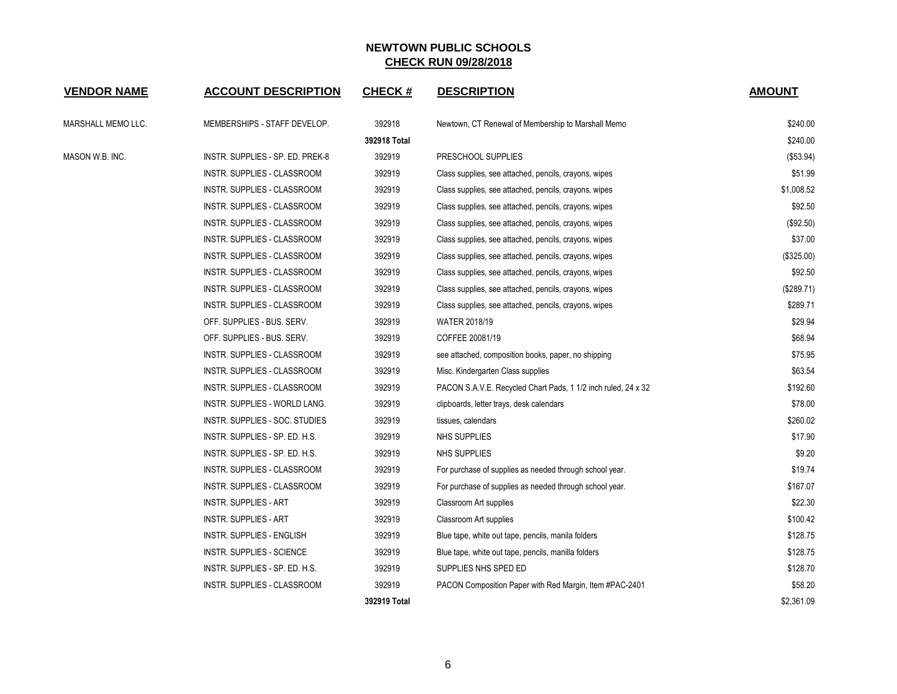# NEWTOWN PUBLIC SCHOOLS

## CHECK RUN 09/28/2018

| VENDOR NAME | ACCOUNT DESCRIPTION | CHECK # | DESCRIPTION | AMOUNT |
|---|---|---|---|---|
| MARSHALL MEMO LLC. | MEMBERSHIPS - STAFF DEVELOP. | 392918 | Newtown, CT Renewal of Membership to Marshall Memo | $240.00 |
| | | **392918 Total** | | $240.00 |
| MASON W.B. INC. | INSTR. SUPPLIES - SP. ED. PREK-8 | 392919 | PRESCHOOL SUPPLIES | ($53.94) |
| | INSTR. SUPPLIES - CLASSROOM | 392919 | Class supplies, see attached, pencils, crayons, wipes | $51.99 |
| | INSTR. SUPPLIES - CLASSROOM | 392919 | Class supplies, see attached, pencils, crayons, wipes | $1,008.52 |
| | INSTR. SUPPLIES - CLASSROOM | 392919 | Class supplies, see attached, pencils, crayons, wipes | $92.50 |
| | INSTR. SUPPLIES - CLASSROOM | 392919 | Class supplies, see attached, pencils, crayons, wipes | ($92.50) |
| | INSTR. SUPPLIES - CLASSROOM | 392919 | Class supplies, see attached, pencils, crayons, wipes | $37.00 |
| | INSTR. SUPPLIES - CLASSROOM | 392919 | Class supplies, see attached, pencils, crayons, wipes | ($325.00) |
| | INSTR. SUPPLIES - CLASSROOM | 392919 | Class supplies, see attached, pencils, crayons, wipes | $92.50 |
| | INSTR. SUPPLIES - CLASSROOM | 392919 | Class supplies, see attached, pencils, crayons, wipes | ($289.71) |
| | INSTR. SUPPLIES - CLASSROOM | 392919 | Class supplies, see attached, pencils, crayons, wipes | $289.71 |
| | OFF. SUPPLIES - BUS. SERV. | 392919 | WATER 2018/19 | $29.94 |
| | OFF. SUPPLIES - BUS. SERV. | 392919 | COFFEE 20081/19 | $68.94 |
| | INSTR. SUPPLIES - CLASSROOM | 392919 | see attached, composition books, paper, no shipping | $75.95 |
| | INSTR. SUPPLIES - CLASSROOM | 392919 | Misc. Kindergarten Class supplies | $63.54 |
| | INSTR. SUPPLIES - CLASSROOM | 392919 | PACON S.A.V.E. Recycled Chart Pads, 1 1/2 inch ruled, 24 x 32 | $192.60 |
| | INSTR. SUPPLIES - WORLD LANG. | 392919 | clipboards, letter trays, desk calendars | $78.00 |
| | INSTR. SUPPLIES - SOC. STUDIES | 392919 | tissues, calendars | $260.02 |
| | INSTR. SUPPLIES - SP. ED. H.S. | 392919 | NHS SUPPLIES | $17.90 |
| | INSTR. SUPPLIES - SP. ED. H.S. | 392919 | NHS SUPPLIES | $9.20 |
| | INSTR. SUPPLIES - CLASSROOM | 392919 | For purchase of supplies as needed through school year. | $19.74 |
| | INSTR. SUPPLIES - CLASSROOM | 392919 | For purchase of supplies as needed through school year. | $167.07 |
| | INSTR. SUPPLIES - ART | 392919 | Classroom Art supplies | $22.30 |
| | INSTR. SUPPLIES - ART | 392919 | Classroom Art supplies | $100.42 |
| | INSTR. SUPPLIES - ENGLISH | 392919 | Blue tape, white out tape, pencils, manila folders | $128.75 |
| | INSTR. SUPPLIES - SCIENCE | 392919 | Blue tape, white out tape, pencils, manilla folders | $128.75 |
| | INSTR. SUPPLIES - SP. ED. H.S. | 392919 | SUPPLIES NHS SPED ED | $128.70 |
| | INSTR. SUPPLIES - CLASSROOM | 392919 | PACON Composition Paper with Red Margin, Item #PAC-2401 | $58.20 |
| | | **392919 Total** | | $2,361.09 |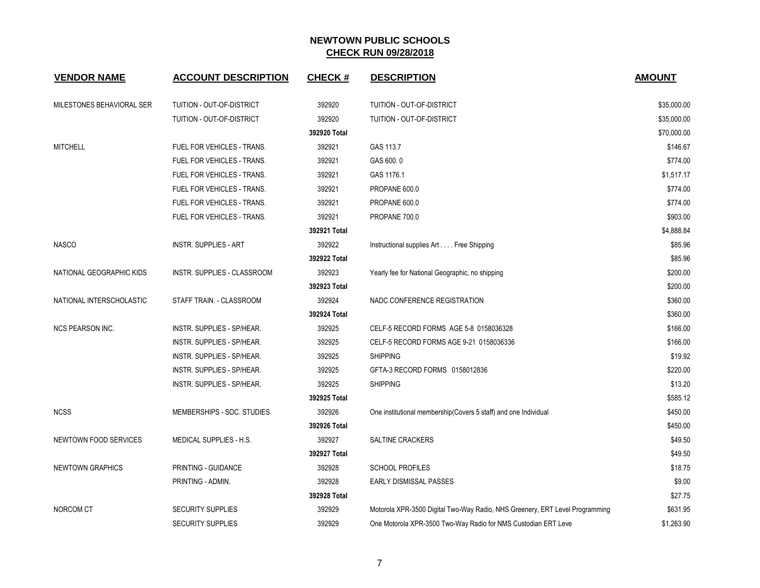# NEWTOWN PUBLIC SCHOOLS

## CHECK RUN 09/28/2018

| VENDOR NAME | ACCOUNT DESCRIPTION | CHECK # | DESCRIPTION | AMOUNT |
|---|---|---|---|---|
| MILESTONES BEHAVIORAL SER | TUITION - OUT-OF-DISTRICT | 392920 | TUITION - OUT-OF-DISTRICT | $35,000.00 |
| | TUITION - OUT-OF-DISTRICT | 392920 | TUITION - OUT-OF-DISTRICT | $35,000.00 |
| | | 392920 Total | | $70,000.00 |
| MITCHELL | FUEL FOR VEHICLES - TRANS. | 392921 | GAS 113.7 | $146.67 |
| | FUEL FOR VEHICLES - TRANS. | 392921 | GAS 600. 0 | $774.00 |
| | FUEL FOR VEHICLES - TRANS. | 392921 | GAS 1176.1 | $1,517.17 |
| | FUEL FOR VEHICLES - TRANS. | 392921 | PROPANE 600.0 | $774.00 |
| | FUEL FOR VEHICLES - TRANS. | 392921 | PROPANE 600.0 | $774.00 |
| | FUEL FOR VEHICLES - TRANS. | 392921 | PROPANE 700.0 | $903.00 |
| | | 392921 Total | | $4,888.84 |
| NASCO | INSTR. SUPPLIES - ART | 392922 | Instructional supplies Art . . . . Free Shipping | $85.96 |
| | | 392922 Total | | $85.96 |
| NATIONAL GEOGRAPHIC KIDS | INSTR. SUPPLIES - CLASSROOM | 392923 | Yearly fee for National Geographic, no shipping | $200.00 |
| | | 392923 Total | | $200.00 |
| NATIONAL INTERSCHOLASTIC | STAFF TRAIN. - CLASSROOM | 392924 | NADC CONFERENCE REGISTRATION | $360.00 |
| | | 392924 Total | | $360.00 |
| NCS PEARSON INC. | INSTR. SUPPLIES - SP/HEAR. | 392925 | CELF-5 RECORD FORMS AGE 5-8 0158036328 | $166.00 |
| | INSTR. SUPPLIES - SP/HEAR. | 392925 | CELF-5 RECORD FORMS AGE 9-21 0158036336 | $166.00 |
| | INSTR. SUPPLIES - SP/HEAR. | 392925 | SHIPPING | $19.92 |
| | INSTR. SUPPLIES - SP/HEAR. | 392925 | GFTA-3 RECORD FORMS 0158012836 | $220.00 |
| | INSTR. SUPPLIES - SP/HEAR. | 392925 | SHIPPING | $13.20 |
| | | 392925 Total | | $585.12 |
| NCSS | MEMBERSHIPS - SOC. STUDIES | 392926 | One institutional membership(Covers 5 staff) and one Individual | $450.00 |
| | | 392926 Total | | $450.00 |
| NEWTOWN FOOD SERVICES | MEDICAL SUPPLIES - H.S. | 392927 | SALTINE CRACKERS | $49.50 |
| | | 392927 Total | | $49.50 |
| NEWTOWN GRAPHICS | PRINTING - GUIDANCE | 392928 | SCHOOL PROFILES | $18.75 |
| | PRINTING - ADMIN. | 392928 | EARLY DISMISSAL PASSES | $9.00 |
| | | 392928 Total | | $27.75 |
| NORCOM CT | SECURITY SUPPLIES | 392929 | Motorola XPR-3500 Digital Two-Way Radio, NHS Greenery, ERT Level Programming | $631.95 |
| | SECURITY SUPPLIES | 392929 | One Motorola XPR-3500 Two-Way Radio for NMS Custodian ERT Leve | $1,263.90 |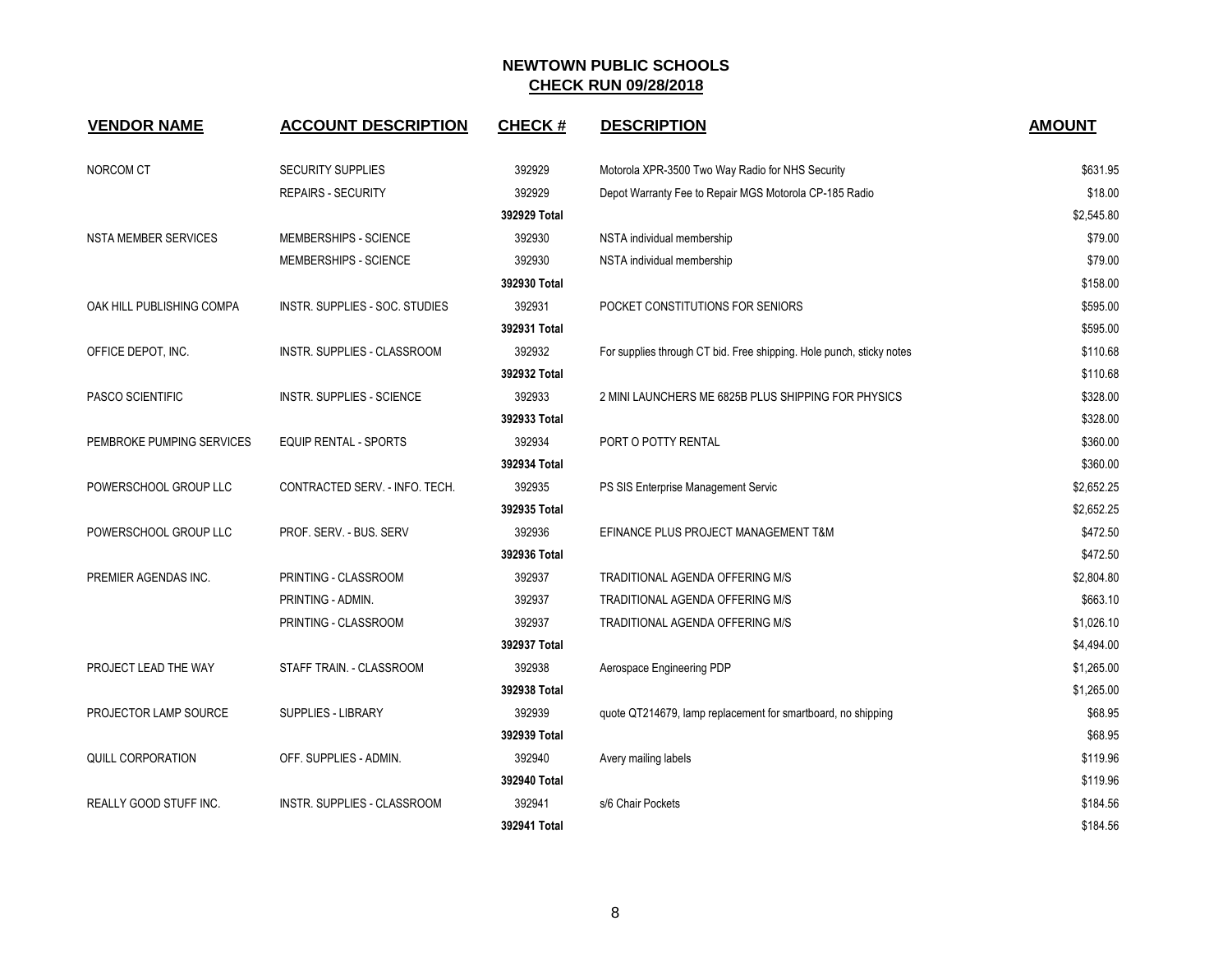# NEWTOWN PUBLIC SCHOOLS

## CHECK RUN 09/28/2018

| VENDOR NAME | ACCOUNT DESCRIPTION | CHECK # | DESCRIPTION | AMOUNT |
|---|---|---|---|---|
| NORCOM CT | SECURITY SUPPLIES | 392929 | Motorola XPR-3500 Two Way Radio for NHS Security | $631.95 |
| | REPAIRS - SECURITY | 392929 | Depot Warranty Fee to Repair MGS Motorola CP-185 Radio | $18.00 |
| | | **392929 Total** | | $2,545.80 |
| NSTA MEMBER SERVICES | MEMBERSHIPS - SCIENCE | 392930 | NSTA individual membership | $79.00 |
| | MEMBERSHIPS - SCIENCE | 392930 | NSTA individual membership | $79.00 |
| | | **392930 Total** | | $158.00 |
| OAK HILL PUBLISHING COMPA | INSTR. SUPPLIES - SOC. STUDIES | 392931 | POCKET CONSTITUTIONS FOR SENIORS | $595.00 |
| | | **392931 Total** | | $595.00 |
| OFFICE DEPOT, INC. | INSTR. SUPPLIES - CLASSROOM | 392932 | For supplies through CT bid. Free shipping. Hole punch, sticky notes | $110.68 |
| | | **392932 Total** | | $110.68 |
| PASCO SCIENTIFIC | INSTR. SUPPLIES - SCIENCE | 392933 | 2 MINI LAUNCHERS ME 6825B PLUS SHIPPING FOR PHYSICS | $328.00 |
| | | **392933 Total** | | $328.00 |
| PEMBROKE PUMPING SERVICES | EQUIP RENTAL - SPORTS | 392934 | PORT O POTTY RENTAL | $360.00 |
| | | **392934 Total** | | $360.00 |
| POWERSCHOOL GROUP LLC | CONTRACTED SERV. - INFO. TECH. | 392935 | PS SIS Enterprise Management Servic | $2,652.25 |
| | | **392935 Total** | | $2,652.25 |
| POWERSCHOOL GROUP LLC | PROF. SERV. - BUS. SERV | 392936 | EFINANCE PLUS PROJECT MANAGEMENT T&M | $472.50 |
| | | **392936 Total** | | $472.50 |
| PREMIER AGENDAS INC. | PRINTING - CLASSROOM | 392937 | TRADITIONAL AGENDA OFFERING M/S | $2,804.80 |
| | PRINTING - ADMIN. | 392937 | TRADITIONAL AGENDA OFFERING M/S | $663.10 |
| | PRINTING - CLASSROOM | 392937 | TRADITIONAL AGENDA OFFERING M/S | $1,026.10 |
| | | **392937 Total** | | $4,494.00 |
| PROJECT LEAD THE WAY | STAFF TRAIN. - CLASSROOM | 392938 | Aerospace Engineering PDP | $1,265.00 |
| | | **392938 Total** | | $1,265.00 |
| PROJECTOR LAMP SOURCE | SUPPLIES - LIBRARY | 392939 | quote QT214679, lamp replacement for smartboard, no shipping | $68.95 |
| | | **392939 Total** | | $68.95 |
| QUILL CORPORATION | OFF. SUPPLIES - ADMIN. | 392940 | Avery mailing labels | $119.96 |
| | | **392940 Total** | | $119.96 |
| REALLY GOOD STUFF INC. | INSTR. SUPPLIES - CLASSROOM | 392941 | s/6 Chair Pockets | $184.56 |
| | | **392941 Total** | | $184.56 |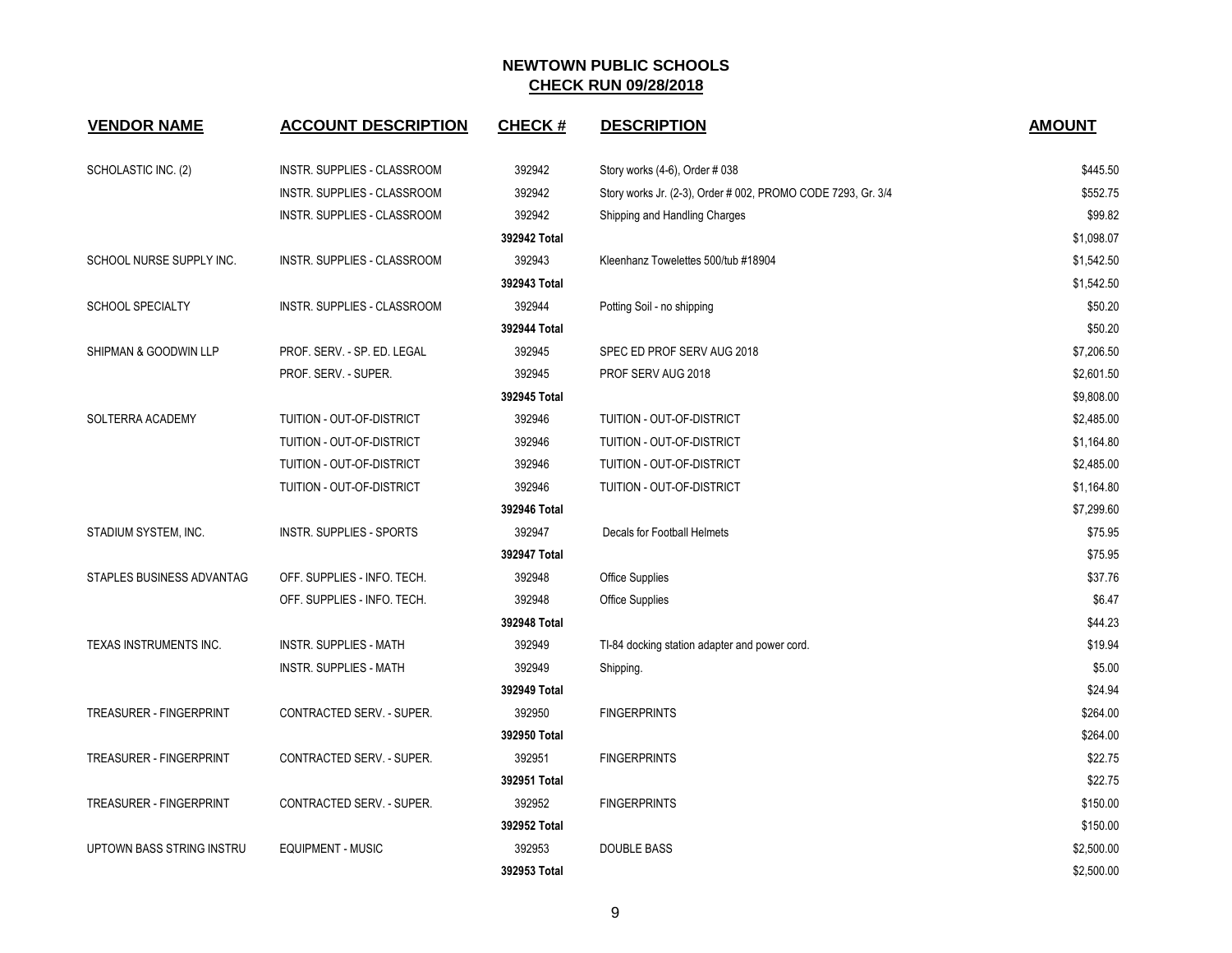## NEWTOWN PUBLIC SCHOOLS

## CHECK RUN 09/28/2018

| VENDOR NAME | ACCOUNT DESCRIPTION | CHECK # | DESCRIPTION | AMOUNT |
|---|---|---|---|---|
| SCHOLASTIC INC. (2) | INSTR. SUPPLIES - CLASSROOM | 392942 | Story works (4-6), Order # 038 | $445.50 |
| | INSTR. SUPPLIES - CLASSROOM | 392942 | Story works Jr. (2-3), Order # 002, PROMO CODE 7293, Gr. 3/4 | $552.75 |
| | INSTR. SUPPLIES - CLASSROOM | 392942 | Shipping and Handling Charges | $99.82 |
| | | **392942 Total** | | $1,098.07 |
| SCHOOL NURSE SUPPLY INC. | INSTR. SUPPLIES - CLASSROOM | 392943 | Kleenhanz Towelettes 500/tub #18904 | $1,542.50 |
| | | **392943 Total** | | $1,542.50 |
| SCHOOL SPECIALTY | INSTR. SUPPLIES - CLASSROOM | 392944 | Potting Soil - no shipping | $50.20 |
| | | **392944 Total** | | $50.20 |
| SHIPMAN & GOODWIN LLP | PROF. SERV. - SP. ED. LEGAL | 392945 | SPEC ED PROF SERV AUG 2018 | $7,206.50 |
| | PROF. SERV. - SUPER. | 392945 | PROF SERV AUG 2018 | $2,601.50 |
| | | **392945 Total** | | $9,808.00 |
| SOLTERRA ACADEMY | TUITION - OUT-OF-DISTRICT | 392946 | TUITION - OUT-OF-DISTRICT | $2,485.00 |
| | TUITION - OUT-OF-DISTRICT | 392946 | TUITION - OUT-OF-DISTRICT | $1,164.80 |
| | TUITION - OUT-OF-DISTRICT | 392946 | TUITION - OUT-OF-DISTRICT | $2,485.00 |
| | TUITION - OUT-OF-DISTRICT | 392946 | TUITION - OUT-OF-DISTRICT | $1,164.80 |
| | | **392946 Total** | | $7,299.60 |
| STADIUM SYSTEM, INC. | INSTR. SUPPLIES - SPORTS | 392947 | Decals for Football Helmets | $75.95 |
| | | **392947 Total** | | $75.95 |
| STAPLES BUSINESS ADVANTAG | OFF. SUPPLIES - INFO. TECH. | 392948 | Office Supplies | $37.76 |
| | OFF. SUPPLIES - INFO. TECH. | 392948 | Office Supplies | $6.47 |
| | | **392948 Total** | | $44.23 |
| TEXAS INSTRUMENTS INC. | INSTR. SUPPLIES - MATH | 392949 | TI-84 docking station adapter and power cord. | $19.94 |
| | INSTR. SUPPLIES - MATH | 392949 | Shipping. | $5.00 |
| | | **392949 Total** | | $24.94 |
| TREASURER - FINGERPRINT | CONTRACTED SERV. - SUPER. | 392950 | FINGERPRINTS | $264.00 |
| | | **392950 Total** | | $264.00 |
| TREASURER - FINGERPRINT | CONTRACTED SERV. - SUPER. | 392951 | FINGERPRINTS | $22.75 |
| | | **392951 Total** | | $22.75 |
| TREASURER - FINGERPRINT | CONTRACTED SERV. - SUPER. | 392952 | FINGERPRINTS | $150.00 |
| | | **392952 Total** | | $150.00 |
| UPTOWN BASS STRING INSTRU | EQUIPMENT - MUSIC | 392953 | DOUBLE BASS | $2,500.00 |
| | | **392953 Total** | | $2,500.00 |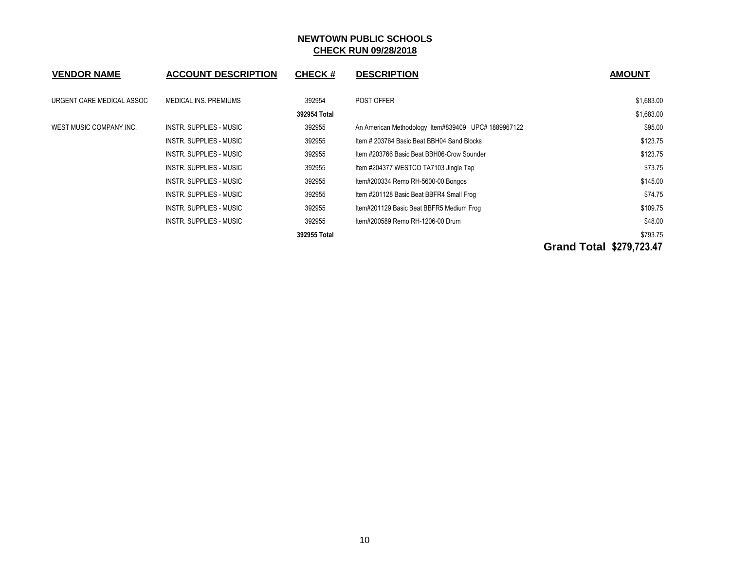**NEWTOWN PUBLIC SCHOOLS**

**CHECK RUN 09/28/2018**

| VENDOR NAME | ACCOUNT DESCRIPTION | CHECK # | DESCRIPTION | AMOUNT |
|---|---|---|---|---|
| URGENT CARE MEDICAL ASSOC | MEDICAL INS. PREMIUMS | 392954 | POST OFFER | $1,683.00 |
| | | **392954 Total** | | $1,683.00 |
| WEST MUSIC COMPANY INC. | INSTR. SUPPLIES - MUSIC | 392955 | An American Methodology Item#839409 UPC# 1889967122 | $95.00 |
| | INSTR. SUPPLIES - MUSIC | 392955 | Item # 203764 Basic Beat BBH04 Sand Blocks | $123.75 |
| | INSTR. SUPPLIES - MUSIC | 392955 | Item #203766 Basic Beat BBH06-Crow Sounder | $123.75 |
| | INSTR. SUPPLIES - MUSIC | 392955 | Item #204377 WESTCO TA7103 Jingle Tap | $73.75 |
| | INSTR. SUPPLIES - MUSIC | 392955 | Item#200334 Remo RH-5600-00 Bongos | $145.00 |
| | INSTR. SUPPLIES - MUSIC | 392955 | Item #201128 Basic Beat BBFR4 Small Frog | $74.75 |
| | INSTR. SUPPLIES - MUSIC | 392955 | Item#201129 Basic Beat BBFR5 Medium Frog | $109.75 |
| | INSTR. SUPPLIES - MUSIC | 392955 | Item#200589 Remo RH-1206-00 Drum | $48.00 |
| | | **392955 Total** | | $793.75 |
| | | | **Grand Total** | **$279,723.47** |